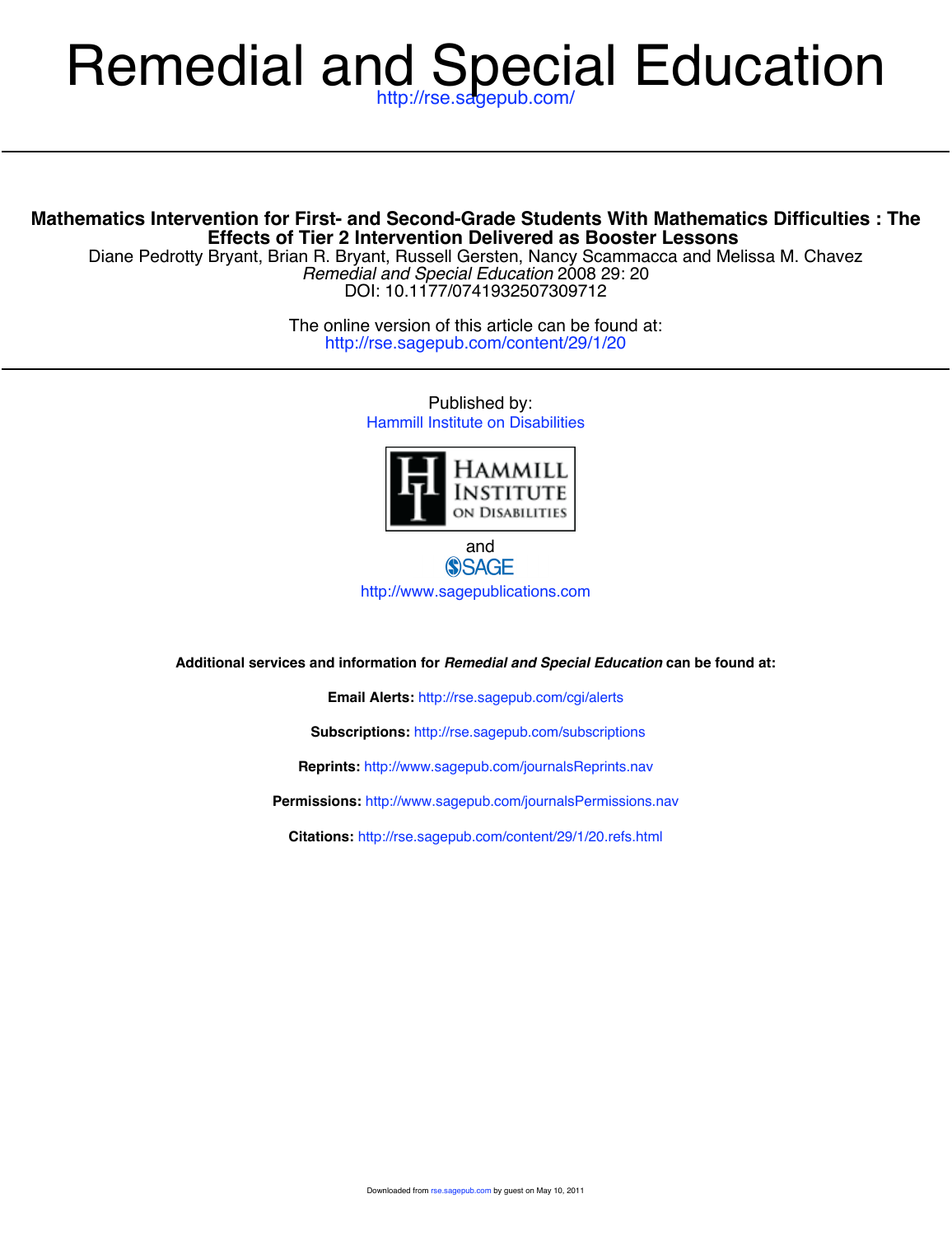# Remedial and Special Education

http://rse.sagepub.com/

## Mathematics Intervention for First- and Second-Grade Students With Mathematics Difficulties : The Effects of Tier 2 Intervention Delivered as Booster Lessons

Diane Pedrotty Bryant, Brian R. Bryant, Russell Gersten, Nancy Scammacca and Melissa M. Chavez

*Remedial and Special Education* 2008 29: 20

DOI: 10.1177/0741932507309712

The online version of this article can be found at:
http://rse.sagepub.com/content/29/1/20

Published by:

Hammill Institute on Disabilities

and

SAGE

http://www.sagepublications.com

**Additional services and information for *Remedial and Special Education* can be found at:**

**Email Alerts:** http://rse.sagepub.com/cgi/alerts

**Subscriptions:** http://rse.sagepub.com/subscriptions

**Reprints:** http://www.sagepub.com/journalsReprints.nav

**Permissions:** http://www.sagepub.com/journalsPermissions.nav

**Citations:** http://rse.sagepub.com/content/29/1/20.refs.html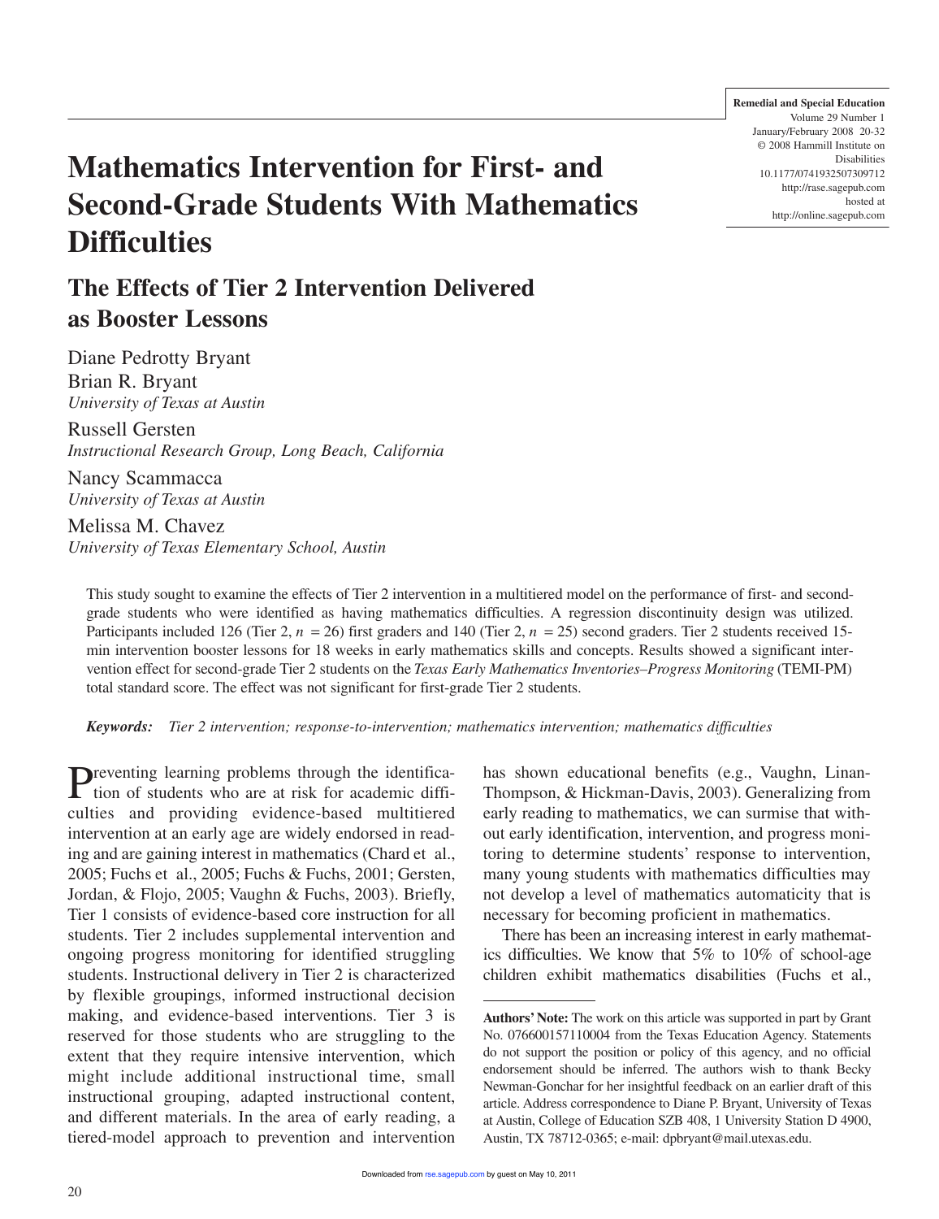# Mathematics Intervention for First- and Second-Grade Students With Mathematics Difficulties

## The Effects of Tier 2 Intervention Delivered as Booster Lessons

Diane Pedrotty Bryant
Brian R. Bryant
*University of Texas at Austin*

Russell Gersten
*Instructional Research Group, Long Beach, California*

Nancy Scammacca
*University of Texas at Austin*

Melissa M. Chavez
*University of Texas Elementary School, Austin*

This study sought to examine the effects of Tier 2 intervention in a multitiered model on the performance of first- and second-grade students who were identified as having mathematics difficulties. A regression discontinuity design was utilized. Participants included 126 (Tier 2, $n = 26$) first graders and 140 (Tier 2, $n = 25$) second graders. Tier 2 students received 15-min intervention booster lessons for 18 weeks in early mathematics skills and concepts. Results showed a significant intervention effect for second-grade Tier 2 students on the *Texas Early Mathematics Inventories–Progress Monitoring* (TEMI-PM) total standard score. The effect was not significant for first-grade Tier 2 students.

***Keywords:*** *Tier 2 intervention; response-to-intervention; mathematics intervention; mathematics difficulties*

Preventing learning problems through the identification of students who are at risk for academic difficulties and providing evidence-based multitiered intervention at an early age are widely endorsed in reading and are gaining interest in mathematics (Chard et al., 2005; Fuchs et al., 2005; Fuchs & Fuchs, 2001; Gersten, Jordan, & Flojo, 2005; Vaughn & Fuchs, 2003). Briefly, Tier 1 consists of evidence-based core instruction for all students. Tier 2 includes supplemental intervention and ongoing progress monitoring for identified struggling students. Instructional delivery in Tier 2 is characterized by flexible groupings, informed instructional decision making, and evidence-based interventions. Tier 3 is reserved for those students who are struggling to the extent that they require intensive intervention, which might include additional instructional time, small instructional grouping, adapted instructional content, and different materials. In the area of early reading, a tiered-model approach to prevention and intervention has shown educational benefits (e.g., Vaughn, Linan-Thompson, & Hickman-Davis, 2003). Generalizing from early reading to mathematics, we can surmise that without early identification, intervention, and progress monitoring to determine students' response to intervention, many young students with mathematics difficulties may not develop a level of mathematics automaticity that is necessary for becoming proficient in mathematics.

There has been an increasing interest in early mathematics difficulties. We know that 5% to 10% of school-age children exhibit mathematics disabilities (Fuchs et al.,

**Authors' Note:** The work on this article was supported in part by Grant No. 076600157110004 from the Texas Education Agency. Statements do not support the position or policy of this agency, and no official endorsement should be inferred. The authors wish to thank Becky Newman-Gonchar for her insightful feedback on an earlier draft of this article. Address correspondence to Diane P. Bryant, University of Texas at Austin, College of Education SZB 408, 1 University Station D 4900, Austin, TX 78712-0365; e-mail: dpbryant@mail.utexas.edu.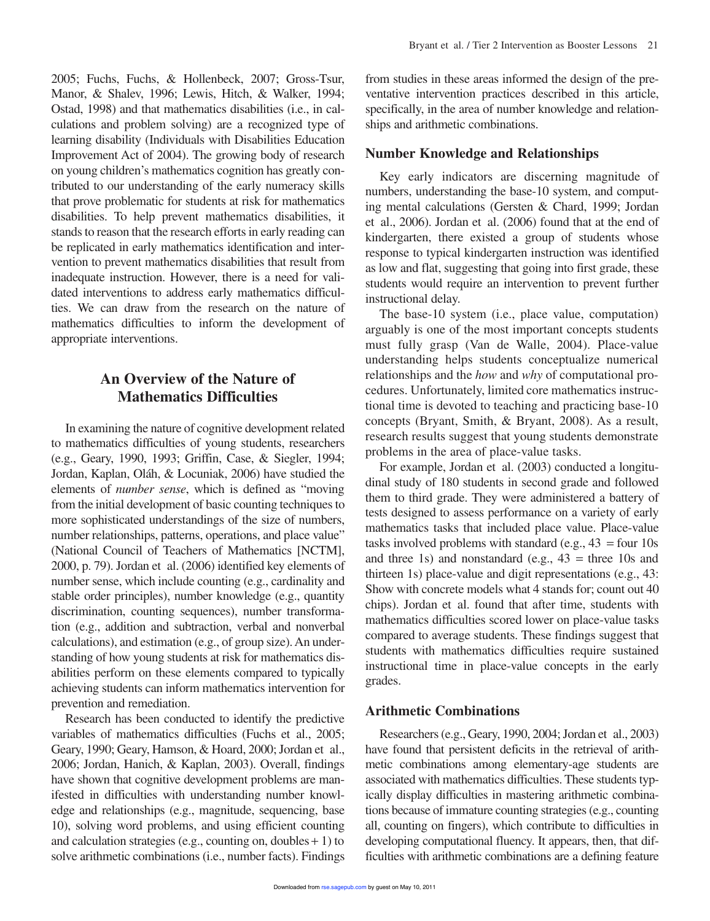2005; Fuchs, Fuchs, & Hollenbeck, 2007; Gross-Tsur, Manor, & Shalev, 1996; Lewis, Hitch, & Walker, 1994; Ostad, 1998) and that mathematics disabilities (i.e., in calculations and problem solving) are a recognized type of learning disability (Individuals with Disabilities Education Improvement Act of 2004). The growing body of research on young children's mathematics cognition has greatly contributed to our understanding of the early numeracy skills that prove problematic for students at risk for mathematics disabilities. To help prevent mathematics disabilities, it stands to reason that the research efforts in early reading can be replicated in early mathematics identification and intervention to prevent mathematics disabilities that result from inadequate instruction. However, there is a need for validated interventions to address early mathematics difficulties. We can draw from the research on the nature of mathematics difficulties to inform the development of appropriate interventions.

## An Overview of the Nature of Mathematics Difficulties

In examining the nature of cognitive development related to mathematics difficulties of young students, researchers (e.g., Geary, 1990, 1993; Griffin, Case, & Siegler, 1994; Jordan, Kaplan, Oláh, & Locuniak, 2006) have studied the elements of *number sense*, which is defined as "moving from the initial development of basic counting techniques to more sophisticated understandings of the size of numbers, number relationships, patterns, operations, and place value" (National Council of Teachers of Mathematics [NCTM], 2000, p. 79). Jordan et al. (2006) identified key elements of number sense, which include counting (e.g., cardinality and stable order principles), number knowledge (e.g., quantity discrimination, counting sequences), number transformation (e.g., addition and subtraction, verbal and nonverbal calculations), and estimation (e.g., of group size). An understanding of how young students at risk for mathematics disabilities perform on these elements compared to typically achieving students can inform mathematics intervention for prevention and remediation.

Research has been conducted to identify the predictive variables of mathematics difficulties (Fuchs et al., 2005; Geary, 1990; Geary, Hamson, & Hoard, 2000; Jordan et al., 2006; Jordan, Hanich, & Kaplan, 2003). Overall, findings have shown that cognitive development problems are manifested in difficulties with understanding number knowledge and relationships (e.g., magnitude, sequencing, base 10), solving word problems, and using efficient counting and calculation strategies (e.g., counting on, doubles + 1) to solve arithmetic combinations (i.e., number facts). Findings from studies in these areas informed the design of the preventative intervention practices described in this article, specifically, in the area of number knowledge and relationships and arithmetic combinations.

### Number Knowledge and Relationships

Key early indicators are discerning magnitude of numbers, understanding the base-10 system, and computing mental calculations (Gersten & Chard, 1999; Jordan et al., 2006). Jordan et al. (2006) found that at the end of kindergarten, there existed a group of students whose response to typical kindergarten instruction was identified as low and flat, suggesting that going into first grade, these students would require an intervention to prevent further instructional delay.

The base-10 system (i.e., place value, computation) arguably is one of the most important concepts students must fully grasp (Van de Walle, 2004). Place-value understanding helps students conceptualize numerical relationships and the *how* and *why* of computational procedures. Unfortunately, limited core mathematics instructional time is devoted to teaching and practicing base-10 concepts (Bryant, Smith, & Bryant, 2008). As a result, research results suggest that young students demonstrate problems in the area of place-value tasks.

For example, Jordan et al. (2003) conducted a longitudinal study of 180 students in second grade and followed them to third grade. They were administered a battery of tests designed to assess performance on a variety of early mathematics tasks that included place value. Place-value tasks involved problems with standard (e.g., 43 = four 10s and three 1s) and nonstandard (e.g., 43 = three 10s and thirteen 1s) place-value and digit representations (e.g., 43: Show with concrete models what 4 stands for; count out 40 chips). Jordan et al. found that after time, students with mathematics difficulties scored lower on place-value tasks compared to average students. These findings suggest that students with mathematics difficulties require sustained instructional time in place-value concepts in the early grades.

### Arithmetic Combinations

Researchers (e.g., Geary, 1990, 2004; Jordan et al., 2003) have found that persistent deficits in the retrieval of arithmetic combinations among elementary-age students are associated with mathematics difficulties. These students typically display difficulties in mastering arithmetic combinations because of immature counting strategies (e.g., counting all, counting on fingers), which contribute to difficulties in developing computational fluency. It appears, then, that difficulties with arithmetic combinations are a defining feature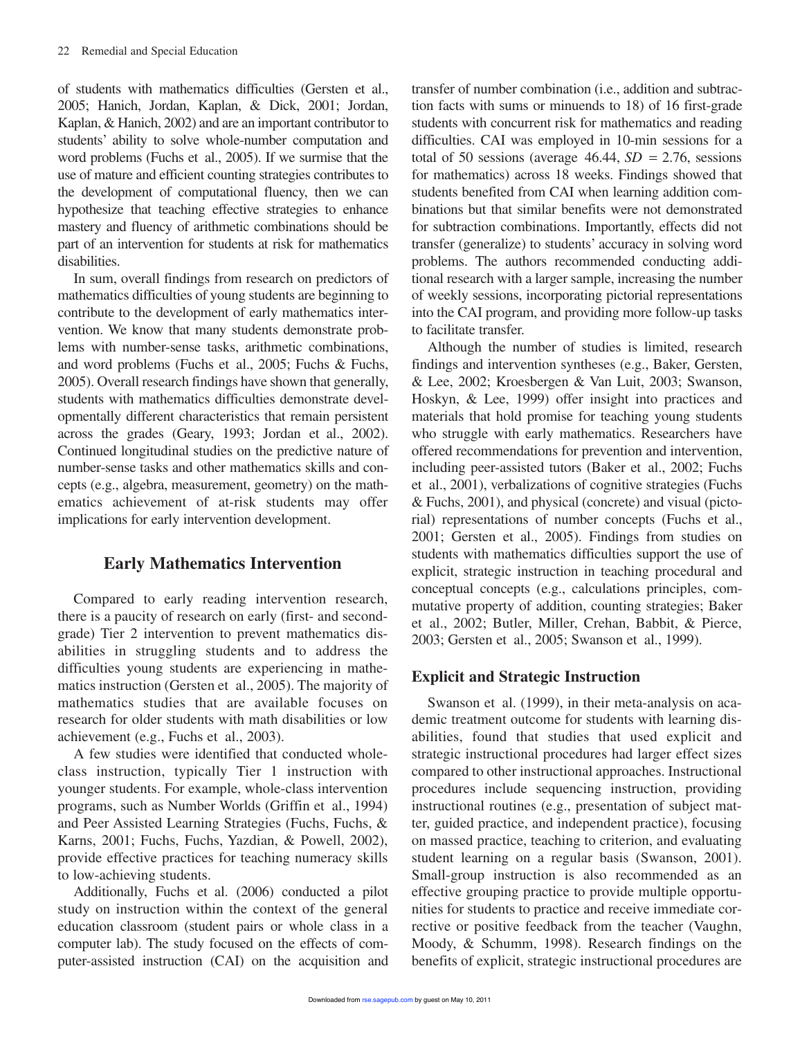of students with mathematics difficulties (Gersten et al., 2005; Hanich, Jordan, Kaplan, & Dick, 2001; Jordan, Kaplan, & Hanich, 2002) and are an important contributor to students' ability to solve whole-number computation and word problems (Fuchs et al., 2005). If we surmise that the use of mature and efficient counting strategies contributes to the development of computational fluency, then we can hypothesize that teaching effective strategies to enhance mastery and fluency of arithmetic combinations should be part of an intervention for students at risk for mathematics disabilities.

In sum, overall findings from research on predictors of mathematics difficulties of young students are beginning to contribute to the development of early mathematics intervention. We know that many students demonstrate problems with number-sense tasks, arithmetic combinations, and word problems (Fuchs et al., 2005; Fuchs & Fuchs, 2005). Overall research findings have shown that generally, students with mathematics difficulties demonstrate developmentally different characteristics that remain persistent across the grades (Geary, 1993; Jordan et al., 2002). Continued longitudinal studies on the predictive nature of number-sense tasks and other mathematics skills and concepts (e.g., algebra, measurement, geometry) on the mathematics achievement of at-risk students may offer implications for early intervention development.

## Early Mathematics Intervention

Compared to early reading intervention research, there is a paucity of research on early (first- and second-grade) Tier 2 intervention to prevent mathematics disabilities in struggling students and to address the difficulties young students are experiencing in mathematics instruction (Gersten et al., 2005). The majority of mathematics studies that are available focuses on research for older students with math disabilities or low achievement (e.g., Fuchs et al., 2003).

A few studies were identified that conducted whole-class instruction, typically Tier 1 instruction with younger students. For example, whole-class intervention programs, such as Number Worlds (Griffin et al., 1994) and Peer Assisted Learning Strategies (Fuchs, Fuchs, & Karns, 2001; Fuchs, Fuchs, Yazdian, & Powell, 2002), provide effective practices for teaching numeracy skills to low-achieving students.

Additionally, Fuchs et al. (2006) conducted a pilot study on instruction within the context of the general education classroom (student pairs or whole class in a computer lab). The study focused on the effects of computer-assisted instruction (CAI) on the acquisition and transfer of number combination (i.e., addition and subtraction facts with sums or minuends to 18) of 16 first-grade students with concurrent risk for mathematics and reading difficulties. CAI was employed in 10-min sessions for a total of 50 sessions (average 46.44, $SD$ = 2.76, sessions for mathematics) across 18 weeks. Findings showed that students benefited from CAI when learning addition combinations but that similar benefits were not demonstrated for subtraction combinations. Importantly, effects did not transfer (generalize) to students' accuracy in solving word problems. The authors recommended conducting additional research with a larger sample, increasing the number of weekly sessions, incorporating pictorial representations into the CAI program, and providing more follow-up tasks to facilitate transfer.

Although the number of studies is limited, research findings and intervention syntheses (e.g., Baker, Gersten, & Lee, 2002; Kroesbergen & Van Luit, 2003; Swanson, Hoskyn, & Lee, 1999) offer insight into practices and materials that hold promise for teaching young students who struggle with early mathematics. Researchers have offered recommendations for prevention and intervention, including peer-assisted tutors (Baker et al., 2002; Fuchs et al., 2001), verbalizations of cognitive strategies (Fuchs & Fuchs, 2001), and physical (concrete) and visual (pictorial) representations of number concepts (Fuchs et al., 2001; Gersten et al., 2005). Findings from studies on students with mathematics difficulties support the use of explicit, strategic instruction in teaching procedural and conceptual concepts (e.g., calculations principles, commutative property of addition, counting strategies; Baker et al., 2002; Butler, Miller, Crehan, Babbit, & Pierce, 2003; Gersten et al., 2005; Swanson et al., 1999).

### Explicit and Strategic Instruction

Swanson et al. (1999), in their meta-analysis on academic treatment outcome for students with learning disabilities, found that studies that used explicit and strategic instructional procedures had larger effect sizes compared to other instructional approaches. Instructional procedures include sequencing instruction, providing instructional routines (e.g., presentation of subject matter, guided practice, and independent practice), focusing on massed practice, teaching to criterion, and evaluating student learning on a regular basis (Swanson, 2001). Small-group instruction is also recommended as an effective grouping practice to provide multiple opportunities for students to practice and receive immediate corrective or positive feedback from the teacher (Vaughn, Moody, & Schumm, 1998). Research findings on the benefits of explicit, strategic instructional procedures are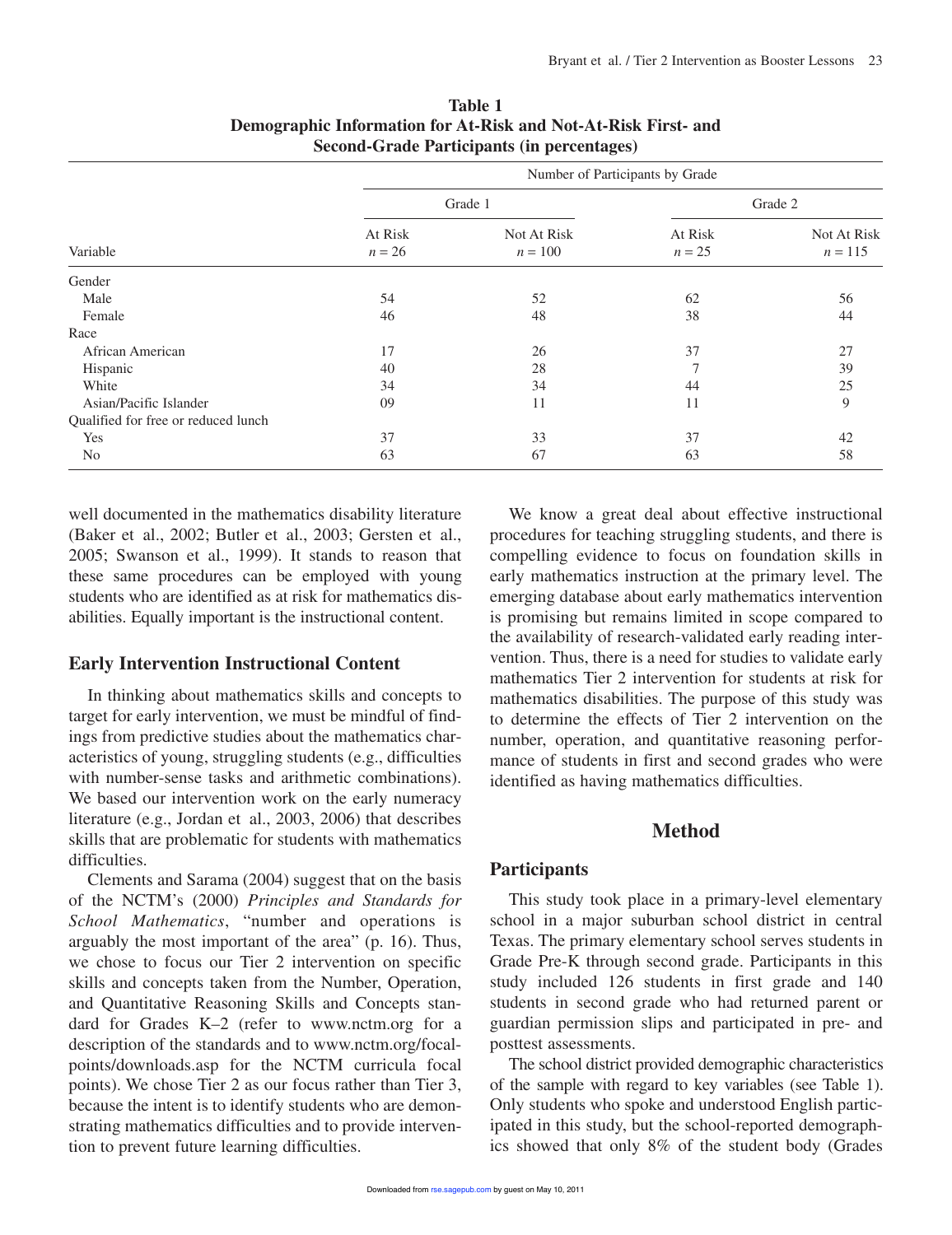**Table 1**
**Demographic Information for At-Risk and Not-At-Risk First- and Second-Grade Participants (in percentages)**

| | Number of Participants by Grade | | | |
|---|---|---|---|---|
| | Grade 1 | | Grade 2 | |
| Variable | At Risk $n = 26$ | Not At Risk $n = 100$ | At Risk $n = 25$ | Not At Risk $n = 115$ |
| Gender | | | | |
| Male | 54 | 52 | 62 | 56 |
| Female | 46 | 48 | 38 | 44 |
| Race | | | | |
| African American | 17 | 26 | 37 | 27 |
| Hispanic | 40 | 28 | 7 | 39 |
| White | 34 | 34 | 44 | 25 |
| Asian/Pacific Islander | 09 | 11 | 11 | 9 |
| Qualified for free or reduced lunch | | | | |
| Yes | 37 | 33 | 37 | 42 |
| No | 63 | 67 | 63 | 58 |

well documented in the mathematics disability literature (Baker et al., 2002; Butler et al., 2003; Gersten et al., 2005; Swanson et al., 1999). It stands to reason that these same procedures can be employed with young students who are identified as at risk for mathematics disabilities. Equally important is the instructional content.

### Early Intervention Instructional Content

In thinking about mathematics skills and concepts to target for early intervention, we must be mindful of findings from predictive studies about the mathematics characteristics of young, struggling students (e.g., difficulties with number-sense tasks and arithmetic combinations). We based our intervention work on the early numeracy literature (e.g., Jordan et al., 2003, 2006) that describes skills that are problematic for students with mathematics difficulties.

Clements and Sarama (2004) suggest that on the basis of the NCTM's (2000) *Principles and Standards for School Mathematics*, "number and operations is arguably the most important of the area" (p. 16). Thus, we chose to focus our Tier 2 intervention on specific skills and concepts taken from the Number, Operation, and Quantitative Reasoning Skills and Concepts standard for Grades K–2 (refer to www.nctm.org for a description of the standards and to www.nctm.org/focalpoints/downloads.asp for the NCTM curricula focal points). We chose Tier 2 as our focus rather than Tier 3, because the intent is to identify students who are demonstrating mathematics difficulties and to provide intervention to prevent future learning difficulties.

We know a great deal about effective instructional procedures for teaching struggling students, and there is compelling evidence to focus on foundation skills in early mathematics instruction at the primary level. The emerging database about early mathematics intervention is promising but remains limited in scope compared to the availability of research-validated early reading intervention. Thus, there is a need for studies to validate early mathematics Tier 2 intervention for students at risk for mathematics disabilities. The purpose of this study was to determine the effects of Tier 2 intervention on the number, operation, and quantitative reasoning performance of students in first and second grades who were identified as having mathematics difficulties.

## Method

### Participants

This study took place in a primary-level elementary school in a major suburban school district in central Texas. The primary elementary school serves students in Grade Pre-K through second grade. Participants in this study included 126 students in first grade and 140 students in second grade who had returned parent or guardian permission slips and participated in pre- and posttest assessments.

The school district provided demographic characteristics of the sample with regard to key variables (see Table 1). Only students who spoke and understood English participated in this study, but the school-reported demographics showed that only 8% of the student body (Grades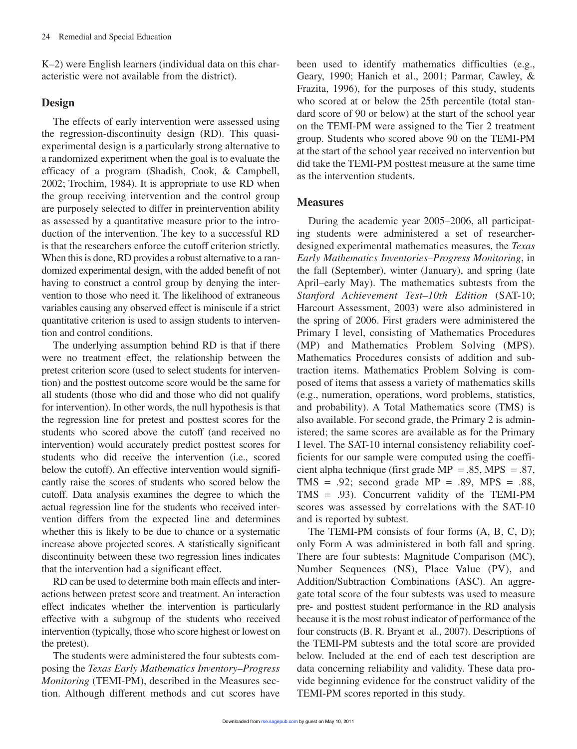K–2) were English learners (individual data on this characteristic were not available from the district).

## Design

The effects of early intervention were assessed using the regression-discontinuity design (RD). This quasi-experimental design is a particularly strong alternative to a randomized experiment when the goal is to evaluate the efficacy of a program (Shadish, Cook, & Campbell, 2002; Trochim, 1984). It is appropriate to use RD when the group receiving intervention and the control group are purposely selected to differ in preintervention ability as assessed by a quantitative measure prior to the introduction of the intervention. The key to a successful RD is that the researchers enforce the cutoff criterion strictly. When this is done, RD provides a robust alternative to a randomized experimental design, with the added benefit of not having to construct a control group by denying the intervention to those who need it. The likelihood of extraneous variables causing any observed effect is miniscule if a strict quantitative criterion is used to assign students to intervention and control conditions.

The underlying assumption behind RD is that if there were no treatment effect, the relationship between the pretest criterion score (used to select students for intervention) and the posttest outcome score would be the same for all students (those who did and those who did not qualify for intervention). In other words, the null hypothesis is that the regression line for pretest and posttest scores for the students who scored above the cutoff (and received no intervention) would accurately predict posttest scores for students who did receive the intervention (i.e., scored below the cutoff). An effective intervention would significantly raise the scores of students who scored below the cutoff. Data analysis examines the degree to which the actual regression line for the students who received intervention differs from the expected line and determines whether this is likely to be due to chance or a systematic increase above projected scores. A statistically significant discontinuity between these two regression lines indicates that the intervention had a significant effect.

RD can be used to determine both main effects and interactions between pretest score and treatment. An interaction effect indicates whether the intervention is particularly effective with a subgroup of the students who received intervention (typically, those who score highest or lowest on the pretest).

The students were administered the four subtests composing the *Texas Early Mathematics Inventory–Progress Monitoring* (TEMI-PM), described in the Measures section. Although different methods and cut scores have been used to identify mathematics difficulties (e.g., Geary, 1990; Hanich et al., 2001; Parmar, Cawley, & Frazita, 1996), for the purposes of this study, students who scored at or below the 25th percentile (total standard score of 90 or below) at the start of the school year on the TEMI-PM were assigned to the Tier 2 treatment group. Students who scored above 90 on the TEMI-PM at the start of the school year received no intervention but did take the TEMI-PM posttest measure at the same time as the intervention students.

## Measures

During the academic year 2005–2006, all participating students were administered a set of researcher-designed experimental mathematics measures, the *Texas Early Mathematics Inventories–Progress Monitoring*, in the fall (September), winter (January), and spring (late April–early May). The mathematics subtests from the *Stanford Achievement Test–10th Edition* (SAT-10; Harcourt Assessment, 2003) were also administered in the spring of 2006. First graders were administered the Primary I level, consisting of Mathematics Procedures (MP) and Mathematics Problem Solving (MPS). Mathematics Procedures consists of addition and subtraction items. Mathematics Problem Solving is composed of items that assess a variety of mathematics skills (e.g., numeration, operations, word problems, statistics, and probability). A Total Mathematics score (TMS) is also available. For second grade, the Primary 2 is administered; the same scores are available as for the Primary I level. The SAT-10 internal consistency reliability coefficients for our sample were computed using the coefficient alpha technique (first grade MP = .85, MPS = .87, TMS = .92; second grade MP = .89, MPS = .88, TMS = .93). Concurrent validity of the TEMI-PM scores was assessed by correlations with the SAT-10 and is reported by subtest.

The TEMI-PM consists of four forms (A, B, C, D); only Form A was administered in both fall and spring. There are four subtests: Magnitude Comparison (MC), Number Sequences (NS), Place Value (PV), and Addition/Subtraction Combinations (ASC). An aggregate total score of the four subtests was used to measure pre- and posttest student performance in the RD analysis because it is the most robust indicator of performance of the four constructs (B. R. Bryant et al., 2007). Descriptions of the TEMI-PM subtests and the total score are provided below. Included at the end of each test description are data concerning reliability and validity. These data provide beginning evidence for the construct validity of the TEMI-PM scores reported in this study.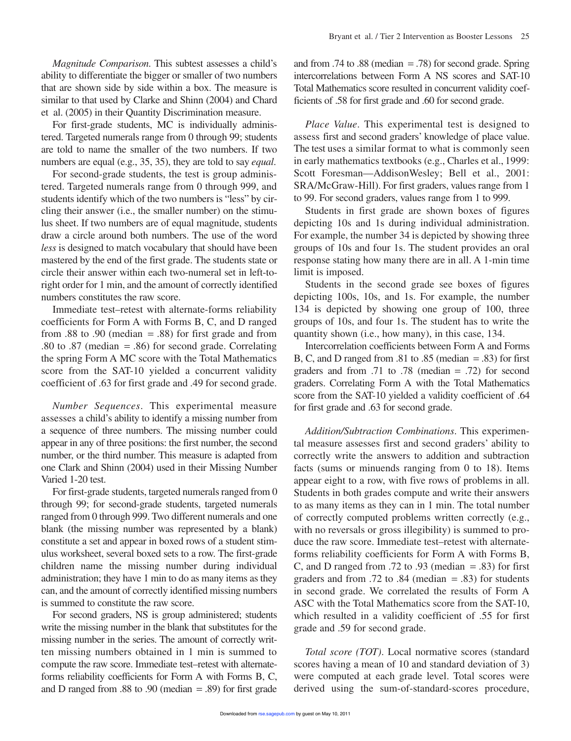*Magnitude Comparison.* This subtest assesses a child's ability to differentiate the bigger or smaller of two numbers that are shown side by side within a box. The measure is similar to that used by Clarke and Shinn (2004) and Chard et al. (2005) in their Quantity Discrimination measure.

For first-grade students, MC is individually administered. Targeted numerals range from 0 through 99; students are told to name the smaller of the two numbers. If two numbers are equal (e.g., 35, 35), they are told to say *equal*.

For second-grade students, the test is group administered. Targeted numerals range from 0 through 999, and students identify which of the two numbers is "less" by circling their answer (i.e., the smaller number) on the stimulus sheet. If two numbers are of equal magnitude, students draw a circle around both numbers. The use of the word *less* is designed to match vocabulary that should have been mastered by the end of the first grade. The students state or circle their answer within each two-numeral set in left-to-right order for 1 min, and the amount of correctly identified numbers constitutes the raw score.

Immediate test–retest with alternate-forms reliability coefficients for Form A with Forms B, C, and D ranged from .88 to .90 (median = .88) for first grade and from .80 to .87 (median = .86) for second grade. Correlating the spring Form A MC score with the Total Mathematics score from the SAT-10 yielded a concurrent validity coefficient of .63 for first grade and .49 for second grade.

*Number Sequences.* This experimental measure assesses a child's ability to identify a missing number from a sequence of three numbers. The missing number could appear in any of three positions: the first number, the second number, or the third number. This measure is adapted from one Clark and Shinn (2004) used in their Missing Number Varied 1-20 test.

For first-grade students, targeted numerals ranged from 0 through 99; for second-grade students, targeted numerals ranged from 0 through 999. Two different numerals and one blank (the missing number was represented by a blank) constitute a set and appear in boxed rows of a student stimulus worksheet, several boxed sets to a row. The first-grade children name the missing number during individual administration; they have 1 min to do as many items as they can, and the amount of correctly identified missing numbers is summed to constitute the raw score.

For second graders, NS is group administered; students write the missing number in the blank that substitutes for the missing number in the series. The amount of correctly written missing numbers obtained in 1 min is summed to compute the raw score. Immediate test–retest with alternate-forms reliability coefficients for Form A with Forms B, C, and D ranged from .88 to .90 (median = .89) for first grade and from .74 to .88 (median = .78) for second grade. Spring intercorrelations between Form A NS scores and SAT-10 Total Mathematics score resulted in concurrent validity coefficients of .58 for first grade and .60 for second grade.

*Place Value.* This experimental test is designed to assess first and second graders' knowledge of place value. The test uses a similar format to what is commonly seen in early mathematics textbooks (e.g., Charles et al., 1999: Scott Foresman—AddisonWesley; Bell et al., 2001: SRA/McGraw-Hill). For first graders, values range from 1 to 99. For second graders, values range from 1 to 999.

Students in first grade are shown boxes of figures depicting 10s and 1s during individual administration. For example, the number 34 is depicted by showing three groups of 10s and four 1s. The student provides an oral response stating how many there are in all. A 1-min time limit is imposed.

Students in the second grade see boxes of figures depicting 100s, 10s, and 1s. For example, the number 134 is depicted by showing one group of 100, three groups of 10s, and four 1s. The student has to write the quantity shown (i.e., how many), in this case, 134.

Intercorrelation coefficients between Form A and Forms B, C, and D ranged from .81 to .85 (median = .83) for first graders and from .71 to .78 (median = .72) for second graders. Correlating Form A with the Total Mathematics score from the SAT-10 yielded a validity coefficient of .64 for first grade and .63 for second grade.

*Addition/Subtraction Combinations.* This experimental measure assesses first and second graders' ability to correctly write the answers to addition and subtraction facts (sums or minuends ranging from 0 to 18). Items appear eight to a row, with five rows of problems in all. Students in both grades compute and write their answers to as many items as they can in 1 min. The total number of correctly computed problems written correctly (e.g., with no reversals or gross illegibility) is summed to produce the raw score. Immediate test–retest with alternate-forms reliability coefficients for Form A with Forms B, C, and D ranged from .72 to .93 (median = .83) for first graders and from .72 to .84 (median = .83) for students in second grade. We correlated the results of Form A ASC with the Total Mathematics score from the SAT-10, which resulted in a validity coefficient of .55 for first grade and .59 for second grade.

*Total score (TOT).* Local normative scores (standard scores having a mean of 10 and standard deviation of 3) were computed at each grade level. Total scores were derived using the sum-of-standard-scores procedure,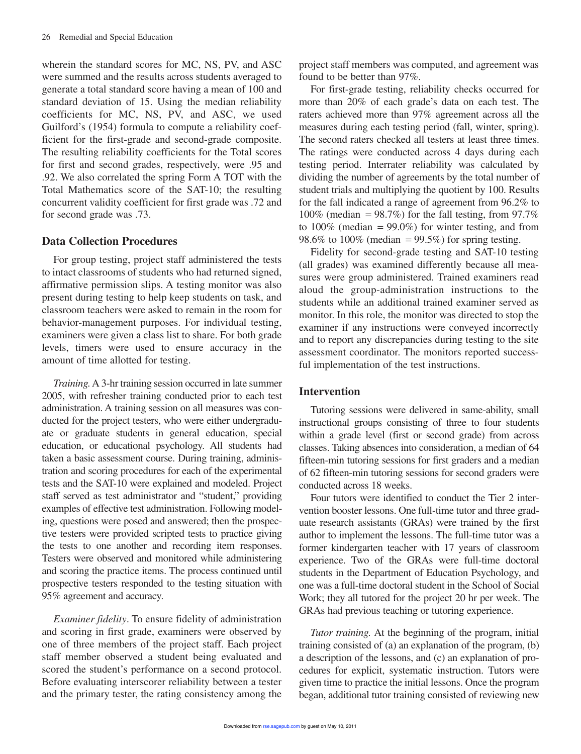wherein the standard scores for MC, NS, PV, and ASC were summed and the results across students averaged to generate a total standard score having a mean of 100 and standard deviation of 15. Using the median reliability coefficients for MC, NS, PV, and ASC, we used Guilford's (1954) formula to compute a reliability coefficient for the first-grade and second-grade composite. The resulting reliability coefficients for the Total scores for first and second grades, respectively, were .95 and .92. We also correlated the spring Form A TOT with the Total Mathematics score of the SAT-10; the resulting concurrent validity coefficient for first grade was .72 and for second grade was .73.

## Data Collection Procedures

For group testing, project staff administered the tests to intact classrooms of students who had returned signed, affirmative permission slips. A testing monitor was also present during testing to help keep students on task, and classroom teachers were asked to remain in the room for behavior-management purposes. For individual testing, examiners were given a class list to share. For both grade levels, timers were used to ensure accuracy in the amount of time allotted for testing.

*Training.* A 3-hr training session occurred in late summer 2005, with refresher training conducted prior to each test administration. A training session on all measures was conducted for the project testers, who were either undergraduate or graduate students in general education, special education, or educational psychology. All students had taken a basic assessment course. During training, administration and scoring procedures for each of the experimental tests and the SAT-10 were explained and modeled. Project staff served as test administrator and "student," providing examples of effective test administration. Following modeling, questions were posed and answered; then the prospective testers were provided scripted tests to practice giving the tests to one another and recording item responses. Testers were observed and monitored while administering and scoring the practice items. The process continued until prospective testers responded to the testing situation with 95% agreement and accuracy.

*Examiner fidelity*. To ensure fidelity of administration and scoring in first grade, examiners were observed by one of three members of the project staff. Each project staff member observed a student being evaluated and scored the student's performance on a second protocol. Before evaluating interscorer reliability between a tester and the primary tester, the rating consistency among the project staff members was computed, and agreement was found to be better than 97%.

For first-grade testing, reliability checks occurred for more than 20% of each grade's data on each test. The raters achieved more than 97% agreement across all the measures during each testing period (fall, winter, spring). The second raters checked all testers at least three times. The ratings were conducted across 4 days during each testing period. Interrater reliability was calculated by dividing the number of agreements by the total number of student trials and multiplying the quotient by 100. Results for the fall indicated a range of agreement from 96.2% to 100% (median = 98.7%) for the fall testing, from 97.7% to 100% (median = 99.0%) for winter testing, and from 98.6% to 100% (median = 99.5%) for spring testing.

Fidelity for second-grade testing and SAT-10 testing (all grades) was examined differently because all measures were group administered. Trained examiners read aloud the group-administration instructions to the students while an additional trained examiner served as monitor. In this role, the monitor was directed to stop the examiner if any instructions were conveyed incorrectly and to report any discrepancies during testing to the site assessment coordinator. The monitors reported successful implementation of the test instructions.

## Intervention

Tutoring sessions were delivered in same-ability, small instructional groups consisting of three to four students within a grade level (first or second grade) from across classes. Taking absences into consideration, a median of 64 fifteen-min tutoring sessions for first graders and a median of 62 fifteen-min tutoring sessions for second graders were conducted across 18 weeks.

Four tutors were identified to conduct the Tier 2 intervention booster lessons. One full-time tutor and three graduate research assistants (GRAs) were trained by the first author to implement the lessons. The full-time tutor was a former kindergarten teacher with 17 years of classroom experience. Two of the GRAs were full-time doctoral students in the Department of Education Psychology, and one was a full-time doctoral student in the School of Social Work; they all tutored for the project 20 hr per week. The GRAs had previous teaching or tutoring experience.

*Tutor training.* At the beginning of the program, initial training consisted of (a) an explanation of the program, (b) a description of the lessons, and (c) an explanation of procedures for explicit, systematic instruction. Tutors were given time to practice the initial lessons. Once the program began, additional tutor training consisted of reviewing new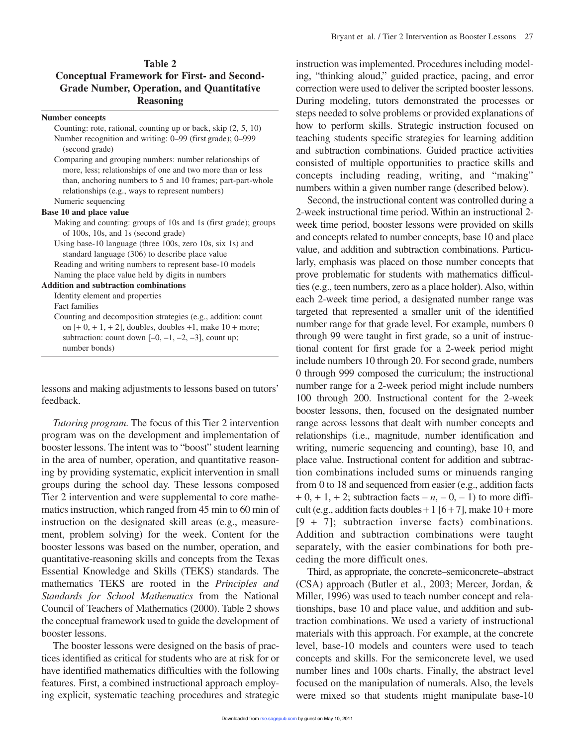**Table 2**
**Conceptual Framework for First- and Second-Grade Number, Operation, and Quantitative Reasoning**

| |
|---|
| **Number concepts** |
| Counting: rote, rational, counting up or back, skip (2, 5, 10) |
| Number recognition and writing: 0–99 (first grade); 0–999 (second grade) |
| Comparing and grouping numbers: number relationships of more, less; relationships of one and two more than or less than, anchoring numbers to 5 and 10 frames; part-part-whole relationships (e.g., ways to represent numbers) |
| Numeric sequencing |
| **Base 10 and place value** |
| Making and counting: groups of 10s and 1s (first grade); groups of 100s, 10s, and 1s (second grade) |
| Using base-10 language (three 100s, zero 10s, six 1s) and standard language (306) to describe place value |
| Reading and writing numbers to represent base-10 models |
| Naming the place value held by digits in numbers |
| **Addition and subtraction combinations** |
| Identity element and properties |
| Fact families |
| Counting and decomposition strategies (e.g., addition: count on [+ 0, + 1, + 2], doubles, doubles +1, make 10 + more; subtraction: count down [–0, –1, –2, –3], count up; number bonds) |

lessons and making adjustments to lessons based on tutors' feedback.

*Tutoring program.* The focus of this Tier 2 intervention program was on the development and implementation of booster lessons. The intent was to "boost" student learning in the area of number, operation, and quantitative reasoning by providing systematic, explicit intervention in small groups during the school day. These lessons composed Tier 2 intervention and were supplemental to core mathematics instruction, which ranged from 45 min to 60 min of instruction on the designated skill areas (e.g., measurement, problem solving) for the week. Content for the booster lessons was based on the number, operation, and quantitative-reasoning skills and concepts from the Texas Essential Knowledge and Skills (TEKS) standards. The mathematics TEKS are rooted in the *Principles and Standards for School Mathematics* from the National Council of Teachers of Mathematics (2000). Table 2 shows the conceptual framework used to guide the development of booster lessons.

The booster lessons were designed on the basis of practices identified as critical for students who are at risk for or have identified mathematics difficulties with the following features. First, a combined instructional approach employing explicit, systematic teaching procedures and strategic instruction was implemented. Procedures including modeling, "thinking aloud," guided practice, pacing, and error correction were used to deliver the scripted booster lessons. During modeling, tutors demonstrated the processes or steps needed to solve problems or provided explanations of how to perform skills. Strategic instruction focused on teaching students specific strategies for learning addition and subtraction combinations. Guided practice activities consisted of multiple opportunities to practice skills and concepts including reading, writing, and "making" numbers within a given number range (described below).

Second, the instructional content was controlled during a 2-week instructional time period. Within an instructional 2-week time period, booster lessons were provided on skills and concepts related to number concepts, base 10 and place value, and addition and subtraction combinations. Particularly, emphasis was placed on those number concepts that prove problematic for students with mathematics difficulties (e.g., teen numbers, zero as a place holder). Also, within each 2-week time period, a designated number range was targeted that represented a smaller unit of the identified number range for that grade level. For example, numbers 0 through 99 were taught in first grade, so a unit of instructional content for first grade for a 2-week period might include numbers 10 through 20. For second grade, numbers 0 through 999 composed the curriculum; the instructional number range for a 2-week period might include numbers 100 through 200. Instructional content for the 2-week booster lessons, then, focused on the designated number range across lessons that dealt with number concepts and relationships (i.e., magnitude, number identification and writing, numeric sequencing and counting), base 10, and place value. Instructional content for addition and subtraction combinations included sums or minuends ranging from 0 to 18 and sequenced from easier (e.g., addition facts + 0, + 1, + 2; subtraction facts – $n$, – 0, – 1) to more difficult (e.g., addition facts doubles + 1 [6 + 7], make 10 + more [9 + 7]; subtraction inverse facts) combinations. Addition and subtraction combinations were taught separately, with the easier combinations for both preceding the more difficult ones.

Third, as appropriate, the concrete–semiconcrete–abstract (CSA) approach (Butler et al., 2003; Mercer, Jordan, & Miller, 1996) was used to teach number concept and relationships, base 10 and place value, and addition and subtraction combinations. We used a variety of instructional materials with this approach. For example, at the concrete level, base-10 models and counters were used to teach concepts and skills. For the semiconcrete level, we used number lines and 100s charts. Finally, the abstract level focused on the manipulation of numerals. Also, the levels were mixed so that students might manipulate base-10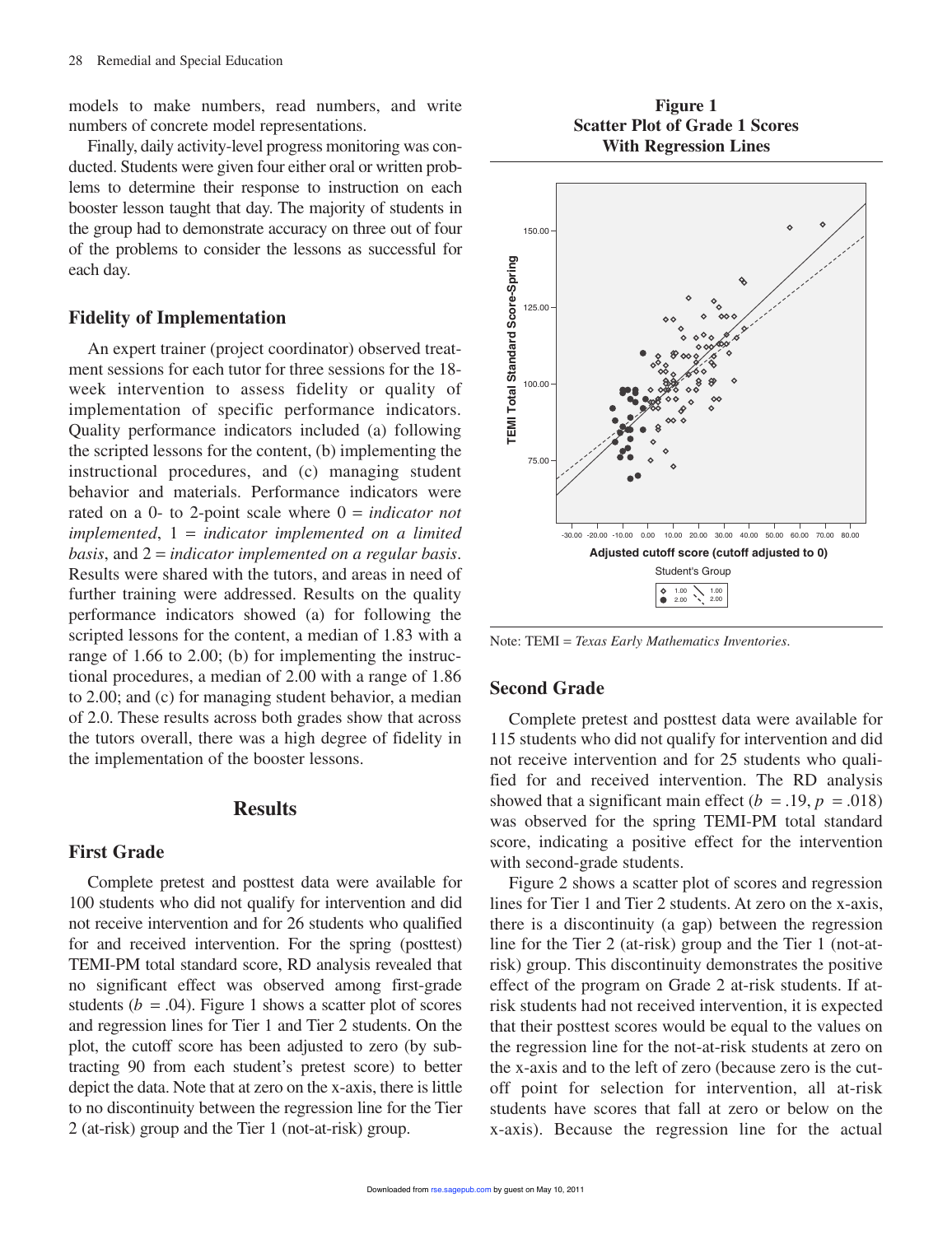models to make numbers, read numbers, and write numbers of concrete model representations.

Finally, daily activity-level progress monitoring was conducted. Students were given four either oral or written problems to determine their response to instruction on each booster lesson taught that day. The majority of students in the group had to demonstrate accuracy on three out of four of the problems to consider the lessons as successful for each day.

### Fidelity of Implementation

An expert trainer (project coordinator) observed treatment sessions for each tutor for three sessions for the 18-week intervention to assess fidelity or quality of implementation of specific performance indicators. Quality performance indicators included (a) following the scripted lessons for the content, (b) implementing the instructional procedures, and (c) managing student behavior and materials. Performance indicators were rated on a 0- to 2-point scale where 0 = *indicator not implemented*, 1 = *indicator implemented on a limited basis*, and 2 = *indicator implemented on a regular basis*. Results were shared with the tutors, and areas in need of further training were addressed. Results on the quality performance indicators showed (a) for following the scripted lessons for the content, a median of 1.83 with a range of 1.66 to 2.00; (b) for implementing the instructional procedures, a median of 2.00 with a range of 1.86 to 2.00; and (c) for managing student behavior, a median of 2.0. These results across both grades show that across the tutors overall, there was a high degree of fidelity in the implementation of the booster lessons.

## Results

### First Grade

Complete pretest and posttest data were available for 100 students who did not qualify for intervention and did not receive intervention and for 26 students who qualified for and received intervention. For the spring (posttest) TEMI-PM total standard score, RD analysis revealed that no significant effect was observed among first-grade students ($b$ = .04). Figure 1 shows a scatter plot of scores and regression lines for Tier 1 and Tier 2 students. On the plot, the cutoff score has been adjusted to zero (by subtracting 90 from each student's pretest score) to better depict the data. Note that at zero on the x-axis, there is little to no discontinuity between the regression line for the Tier 2 (at-risk) group and the Tier 1 (not-at-risk) group.

**Figure 1**
**Scatter Plot of Grade 1 Scores With Regression Lines**

Note: TEMI = *Texas Early Mathematics Inventories.*

### Second Grade

Complete pretest and posttest data were available for 115 students who did not qualify for intervention and did not receive intervention and for 25 students who qualified for and received intervention. The RD analysis showed that a significant main effect ($b$ = .19, $p$ = .018) was observed for the spring TEMI-PM total standard score, indicating a positive effect for the intervention with second-grade students.

Figure 2 shows a scatter plot of scores and regression lines for Tier 1 and Tier 2 students. At zero on the x-axis, there is a discontinuity (a gap) between the regression line for the Tier 2 (at-risk) group and the Tier 1 (not-at-risk) group. This discontinuity demonstrates the positive effect of the program on Grade 2 at-risk students. If at-risk students had not received intervention, it is expected that their posttest scores would be equal to the values on the regression line for the not-at-risk students at zero on the x-axis and to the left of zero (because zero is the cutoff point for selection for intervention, all at-risk students have scores that fall at zero or below on the x-axis). Because the regression line for the actual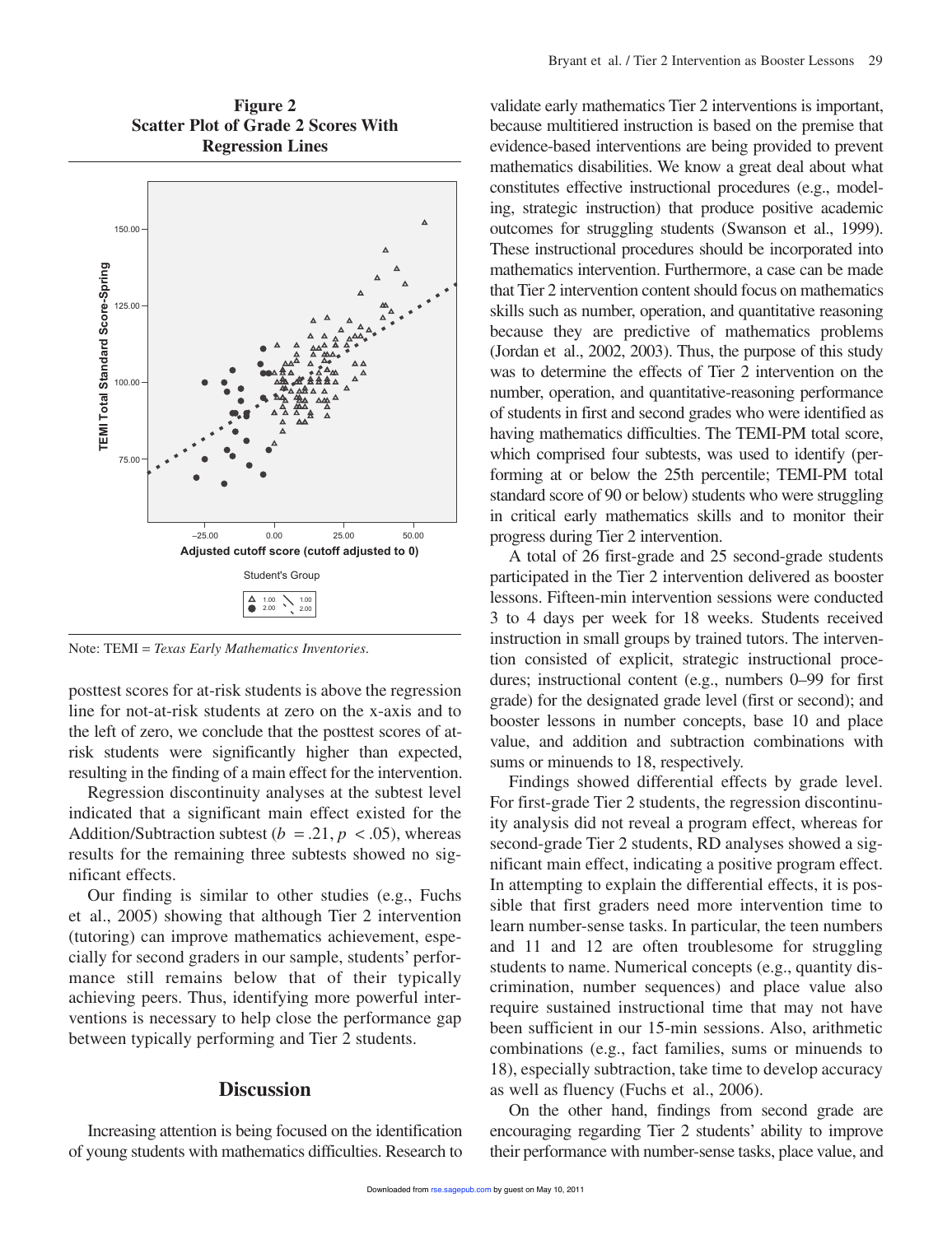**Figure 2**
**Scatter Plot of Grade 2 Scores With Regression Lines**

Note: TEMI = *Texas Early Mathematics Inventories.*

posttest scores for at-risk students is above the regression line for not-at-risk students at zero on the x-axis and to the left of zero, we conclude that the posttest scores of at-risk students were significantly higher than expected, resulting in the finding of a main effect for the intervention.

Regression discontinuity analyses at the subtest level indicated that a significant main effect existed for the Addition/Subtraction subtest ($b = .21, p < .05$), whereas results for the remaining three subtests showed no significant effects.

Our finding is similar to other studies (e.g., Fuchs et al., 2005) showing that although Tier 2 intervention (tutoring) can improve mathematics achievement, especially for second graders in our sample, students' performance still remains below that of their typically achieving peers. Thus, identifying more powerful interventions is necessary to help close the performance gap between typically performing and Tier 2 students.

## Discussion

Increasing attention is being focused on the identification of young students with mathematics difficulties. Research to validate early mathematics Tier 2 interventions is important, because multitiered instruction is based on the premise that evidence-based interventions are being provided to prevent mathematics disabilities. We know a great deal about what constitutes effective instructional procedures (e.g., modeling, strategic instruction) that produce positive academic outcomes for struggling students (Swanson et al., 1999). These instructional procedures should be incorporated into mathematics intervention. Furthermore, a case can be made that Tier 2 intervention content should focus on mathematics skills such as number, operation, and quantitative reasoning because they are predictive of mathematics problems (Jordan et al., 2002, 2003). Thus, the purpose of this study was to determine the effects of Tier 2 intervention on the number, operation, and quantitative-reasoning performance of students in first and second grades who were identified as having mathematics difficulties. The TEMI-PM total score, which comprised four subtests, was used to identify (performing at or below the 25th percentile; TEMI-PM total standard score of 90 or below) students who were struggling in critical early mathematics skills and to monitor their progress during Tier 2 intervention.

A total of 26 first-grade and 25 second-grade students participated in the Tier 2 intervention delivered as booster lessons. Fifteen-min intervention sessions were conducted 3 to 4 days per week for 18 weeks. Students received instruction in small groups by trained tutors. The intervention consisted of explicit, strategic instructional procedures; instructional content (e.g., numbers 0–99 for first grade) for the designated grade level (first or second); and booster lessons in number concepts, base 10 and place value, and addition and subtraction combinations with sums or minuends to 18, respectively.

Findings showed differential effects by grade level. For first-grade Tier 2 students, the regression discontinuity analysis did not reveal a program effect, whereas for second-grade Tier 2 students, RD analyses showed a significant main effect, indicating a positive program effect. In attempting to explain the differential effects, it is possible that first graders need more intervention time to learn number-sense tasks. In particular, the teen numbers and 11 and 12 are often troublesome for struggling students to name. Numerical concepts (e.g., quantity discrimination, number sequences) and place value also require sustained instructional time that may not have been sufficient in our 15-min sessions. Also, arithmetic combinations (e.g., fact families, sums or minuends to 18), especially subtraction, take time to develop accuracy as well as fluency (Fuchs et al., 2006).

On the other hand, findings from second grade are encouraging regarding Tier 2 students' ability to improve their performance with number-sense tasks, place value, and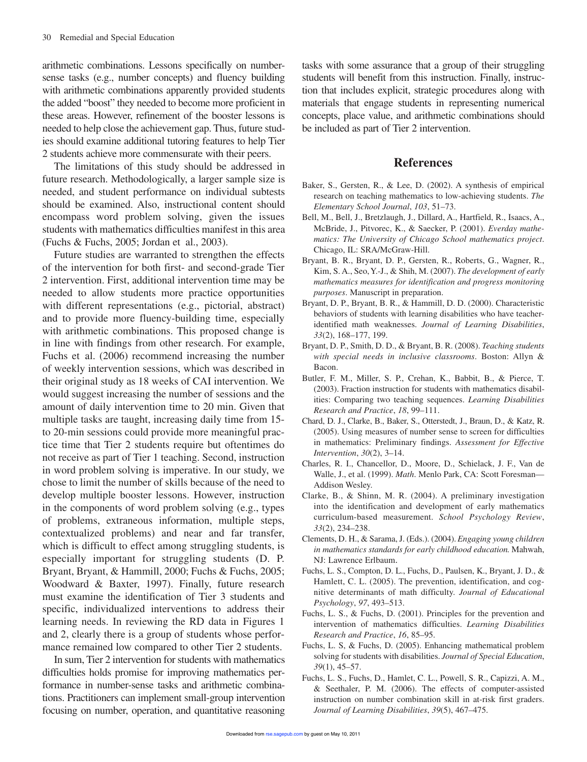arithmetic combinations. Lessons specifically on number-sense tasks (e.g., number concepts) and fluency building with arithmetic combinations apparently provided students the added "boost" they needed to become more proficient in these areas. However, refinement of the booster lessons is needed to help close the achievement gap. Thus, future studies should examine additional tutoring features to help Tier 2 students achieve more commensurate with their peers.

The limitations of this study should be addressed in future research. Methodologically, a larger sample size is needed, and student performance on individual subtests should be examined. Also, instructional content should encompass word problem solving, given the issues students with mathematics difficulties manifest in this area (Fuchs & Fuchs, 2005; Jordan et al., 2003).

Future studies are warranted to strengthen the effects of the intervention for both first- and second-grade Tier 2 intervention. First, additional intervention time may be needed to allow students more practice opportunities with different representations (e.g., pictorial, abstract) and to provide more fluency-building time, especially with arithmetic combinations. This proposed change is in line with findings from other research. For example, Fuchs et al. (2006) recommend increasing the number of weekly intervention sessions, which was described in their original study as 18 weeks of CAI intervention. We would suggest increasing the number of sessions and the amount of daily intervention time to 20 min. Given that multiple tasks are taught, increasing daily time from 15- to 20-min sessions could provide more meaningful practice time that Tier 2 students require but oftentimes do not receive as part of Tier 1 teaching. Second, instruction in word problem solving is imperative. In our study, we chose to limit the number of skills because of the need to develop multiple booster lessons. However, instruction in the components of word problem solving (e.g., types of problems, extraneous information, multiple steps, contextualized problems) and near and far transfer, which is difficult to effect among struggling students, is especially important for struggling students (D. P. Bryant, Bryant, & Hammill, 2000; Fuchs & Fuchs, 2005; Woodward & Baxter, 1997). Finally, future research must examine the identification of Tier 3 students and specific, individualized interventions to address their learning needs. In reviewing the RD data in Figures 1 and 2, clearly there is a group of students whose performance remained low compared to other Tier 2 students.

In sum, Tier 2 intervention for students with mathematics difficulties holds promise for improving mathematics performance in number-sense tasks and arithmetic combinations. Practitioners can implement small-group intervention focusing on number, operation, and quantitative reasoning tasks with some assurance that a group of their struggling students will benefit from this instruction. Finally, instruction that includes explicit, strategic procedures along with materials that engage students in representing numerical concepts, place value, and arithmetic combinations should be included as part of Tier 2 intervention.

## References

Baker, S., Gersten, R., & Lee, D. (2002). A synthesis of empirical research on teaching mathematics to low-achieving students. *The Elementary School Journal*, *103*, 51–73.

Bell, M., Bell, J., Bretzlaugh, J., Dillard, A., Hartfield, R., Isaacs, A., McBride, J., Pitvorec, K., & Saecker, P. (2001). *Everday mathematics: The University of Chicago School mathematics project*. Chicago, IL: SRA/McGraw-Hill.

Bryant, B. R., Bryant, D. P., Gersten, R., Roberts, G., Wagner, R., Kim, S. A., Seo, Y.-J., & Shih, M. (2007). *The development of early mathematics measures for identification and progress monitoring purposes*. Manuscript in preparation.

Bryant, D. P., Bryant, B. R., & Hammill, D. D. (2000). Characteristic behaviors of students with learning disabilities who have teacher-identified math weaknesses. *Journal of Learning Disabilities*, *33*(2), 168–177, 199.

Bryant, D. P., Smith, D. D., & Bryant, B. R. (2008). *Teaching students with special needs in inclusive classrooms*. Boston: Allyn & Bacon.

Butler, F. M., Miller, S. P., Crehan, K., Babbit, B., & Pierce, T. (2003). Fraction instruction for students with mathematics disabilities: Comparing two teaching sequences. *Learning Disabilities Research and Practice*, *18*, 99–111.

Chard, D. J., Clarke, B., Baker, S., Otterstedt, J., Braun, D., & Katz, R. (2005). Using measures of number sense to screen for difficulties in mathematics: Preliminary findings. *Assessment for Effective Intervention*, *30*(2), 3–14.

Charles, R. I., Chancellor, D., Moore, D., Schielack, J. F., Van de Walle, J., et al. (1999). *Math*. Menlo Park, CA: Scott Foresman—Addison Wesley.

Clarke, B., & Shinn, M. R. (2004). A preliminary investigation into the identification and development of early mathematics curriculum-based measurement. *School Psychology Review*, *33*(2), 234–238.

Clements, D. H., & Sarama, J. (Eds.). (2004). *Engaging young children in mathematics standards for early childhood education.* Mahwah, NJ: Lawrence Erlbaum.

Fuchs, L. S., Compton, D. L., Fuchs, D., Paulsen, K., Bryant, J. D., & Hamlett, C. L. (2005). The prevention, identification, and cognitive determinants of math difficulty. *Journal of Educational Psychology*, *97*, 493–513.

Fuchs, L. S., & Fuchs, D. (2001). Principles for the prevention and intervention of mathematics difficulties. *Learning Disabilities Research and Practice*, *16*, 85–95.

Fuchs, L. S, & Fuchs, D. (2005). Enhancing mathematical problem solving for students with disabilities. *Journal of Special Education*, *39*(1), 45–57.

Fuchs, L. S., Fuchs, D., Hamlet, C. L., Powell, S. R., Capizzi, A. M., & Seethaler, P. M. (2006). The effects of computer-assisted instruction on number combination skill in at-risk first graders. *Journal of Learning Disabilities*, *39*(5), 467–475.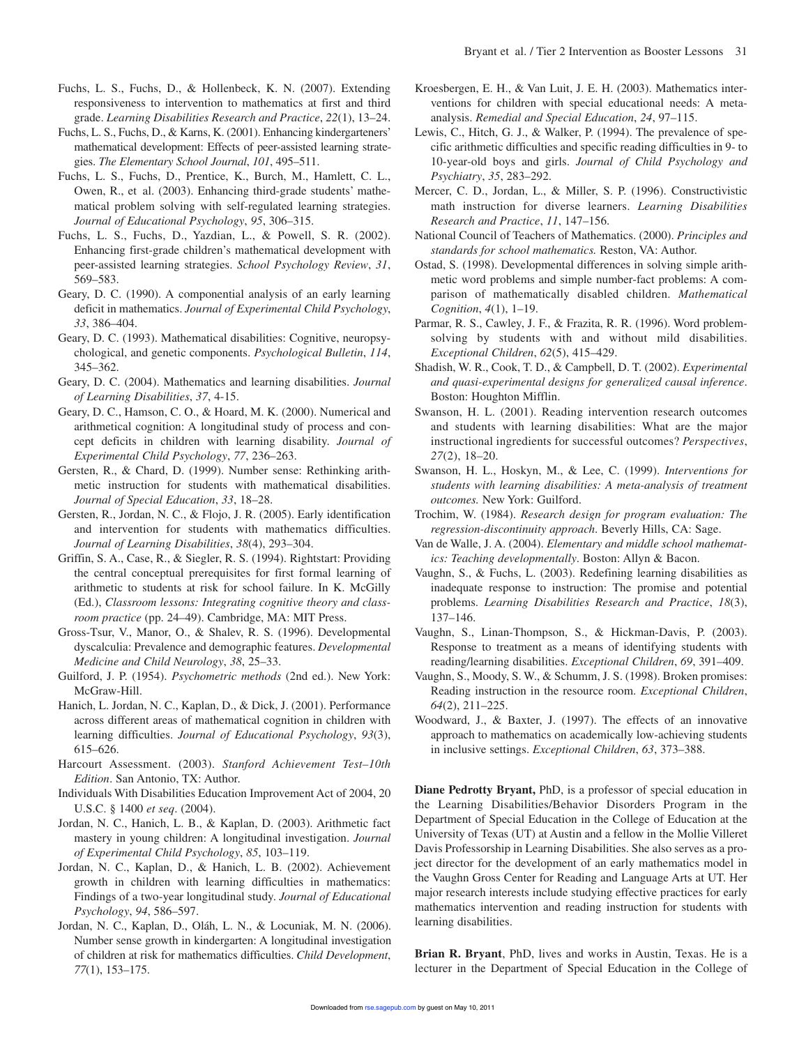Fuchs, L. S., Fuchs, D., & Hollenbeck, K. N. (2007). Extending responsiveness to intervention to mathematics at first and third grade. *Learning Disabilities Research and Practice*, *22*(1), 13–24.

Fuchs, L. S., Fuchs, D., & Karns, K. (2001). Enhancing kindergarteners' mathematical development: Effects of peer-assisted learning strategies. *The Elementary School Journal*, *101*, 495–511.

Fuchs, L. S., Fuchs, D., Prentice, K., Burch, M., Hamlett, C. L., Owen, R., et al. (2003). Enhancing third-grade students' mathematical problem solving with self-regulated learning strategies. *Journal of Educational Psychology*, *95*, 306–315.

Fuchs, L. S., Fuchs, D., Yazdian, L., & Powell, S. R. (2002). Enhancing first-grade children's mathematical development with peer-assisted learning strategies. *School Psychology Review*, *31*, 569–583.

Geary, D. C. (1990). A componential analysis of an early learning deficit in mathematics. *Journal of Experimental Child Psychology*, *33*, 386–404.

Geary, D. C. (1993). Mathematical disabilities: Cognitive, neuropsychological, and genetic components. *Psychological Bulletin*, *114*, 345–362.

Geary, D. C. (2004). Mathematics and learning disabilities. *Journal of Learning Disabilities*, *37*, 4-15.

Geary, D. C., Hamson, C. O., & Hoard, M. K. (2000). Numerical and arithmetical cognition: A longitudinal study of process and concept deficits in children with learning disability. *Journal of Experimental Child Psychology*, *77*, 236–263.

Gersten, R., & Chard, D. (1999). Number sense: Rethinking arithmetic instruction for students with mathematical disabilities. *Journal of Special Education*, *33*, 18–28.

Gersten, R., Jordan, N. C., & Flojo, J. R. (2005). Early identification and intervention for students with mathematics difficulties. *Journal of Learning Disabilities*, *38*(4), 293–304.

Griffin, S. A., Case, R., & Siegler, R. S. (1994). Rightstart: Providing the central conceptual prerequisites for first formal learning of arithmetic to students at risk for school failure. In K. McGilly (Ed.), *Classroom lessons: Integrating cognitive theory and classroom practice* (pp. 24–49). Cambridge, MA: MIT Press.

Gross-Tsur, V., Manor, O., & Shalev, R. S. (1996). Developmental dyscalculia: Prevalence and demographic features. *Developmental Medicine and Child Neurology*, *38*, 25–33.

Guilford, J. P. (1954). *Psychometric methods* (2nd ed.). New York: McGraw-Hill.

Hanich, L. Jordan, N. C., Kaplan, D., & Dick, J. (2001). Performance across different areas of mathematical cognition in children with learning difficulties. *Journal of Educational Psychology*, *93*(3), 615–626.

Harcourt Assessment. (2003). *Stanford Achievement Test–10th Edition*. San Antonio, TX: Author.

Individuals With Disabilities Education Improvement Act of 2004, 20 U.S.C. § 1400 *et seq*. (2004).

Jordan, N. C., Hanich, L. B., & Kaplan, D. (2003). Arithmetic fact mastery in young children: A longitudinal investigation. *Journal of Experimental Child Psychology*, *85*, 103–119.

Jordan, N. C., Kaplan, D., & Hanich, L. B. (2002). Achievement growth in children with learning difficulties in mathematics: Findings of a two-year longitudinal study. *Journal of Educational Psychology*, *94*, 586–597.

Jordan, N. C., Kaplan, D., Oláh, L. N., & Locuniak, M. N. (2006). Number sense growth in kindergarten: A longitudinal investigation of children at risk for mathematics difficulties. *Child Development*, *77*(1), 153–175.

Kroesbergen, E. H., & Van Luit, J. E. H. (2003). Mathematics interventions for children with special educational needs: A meta-analysis. *Remedial and Special Education*, *24*, 97–115.

Lewis, C., Hitch, G. J., & Walker, P. (1994). The prevalence of specific arithmetic difficulties and specific reading difficulties in 9- to 10-year-old boys and girls. *Journal of Child Psychology and Psychiatry*, *35*, 283–292.

Mercer, C. D., Jordan, L., & Miller, S. P. (1996). Constructivistic math instruction for diverse learners. *Learning Disabilities Research and Practice*, *11*, 147–156.

National Council of Teachers of Mathematics. (2000). *Principles and standards for school mathematics.* Reston, VA: Author.

Ostad, S. (1998). Developmental differences in solving simple arithmetic word problems and simple number-fact problems: A comparison of mathematically disabled children. *Mathematical Cognition*, *4*(1), 1–19.

Parmar, R. S., Cawley, J. F., & Frazita, R. R. (1996). Word problem-solving by students with and without mild disabilities. *Exceptional Children*, *62*(5), 415–429.

Shadish, W. R., Cook, T. D., & Campbell, D. T. (2002). *Experimental and quasi-experimental designs for generalized causal inference*. Boston: Houghton Mifflin.

Swanson, H. L. (2001). Reading intervention research outcomes and students with learning disabilities: What are the major instructional ingredients for successful outcomes? *Perspectives*, *27*(2), 18–20.

Swanson, H. L., Hoskyn, M., & Lee, C. (1999). *Interventions for students with learning disabilities: A meta-analysis of treatment outcomes.* New York: Guilford.

Trochim, W. (1984). *Research design for program evaluation: The regression-discontinuity approach*. Beverly Hills, CA: Sage.

Van de Walle, J. A. (2004). *Elementary and middle school mathematics: Teaching developmentally*. Boston: Allyn & Bacon.

Vaughn, S., & Fuchs, L. (2003). Redefining learning disabilities as inadequate response to instruction: The promise and potential problems. *Learning Disabilities Research and Practice*, *18*(3), 137–146.

Vaughn, S., Linan-Thompson, S., & Hickman-Davis, P. (2003). Response to treatment as a means of identifying students with reading/learning disabilities. *Exceptional Children*, *69*, 391–409.

Vaughn, S., Moody, S. W., & Schumm, J. S. (1998). Broken promises: Reading instruction in the resource room. *Exceptional Children*, *64*(2), 211–225.

Woodward, J., & Baxter, J. (1997). The effects of an innovative approach to mathematics on academically low-achieving students in inclusive settings. *Exceptional Children*, *63*, 373–388.

**Diane Pedrotty Bryant,** PhD, is a professor of special education in the Learning Disabilities/Behavior Disorders Program in the Department of Special Education in the College of Education at the University of Texas (UT) at Austin and a fellow in the Mollie Villeret Davis Professorship in Learning Disabilities. She also serves as a project director for the development of an early mathematics model in the Vaughn Gross Center for Reading and Language Arts at UT. Her major research interests include studying effective practices for early mathematics intervention and reading instruction for students with learning disabilities.

**Brian R. Bryant**, PhD, lives and works in Austin, Texas. He is a lecturer in the Department of Special Education in the College of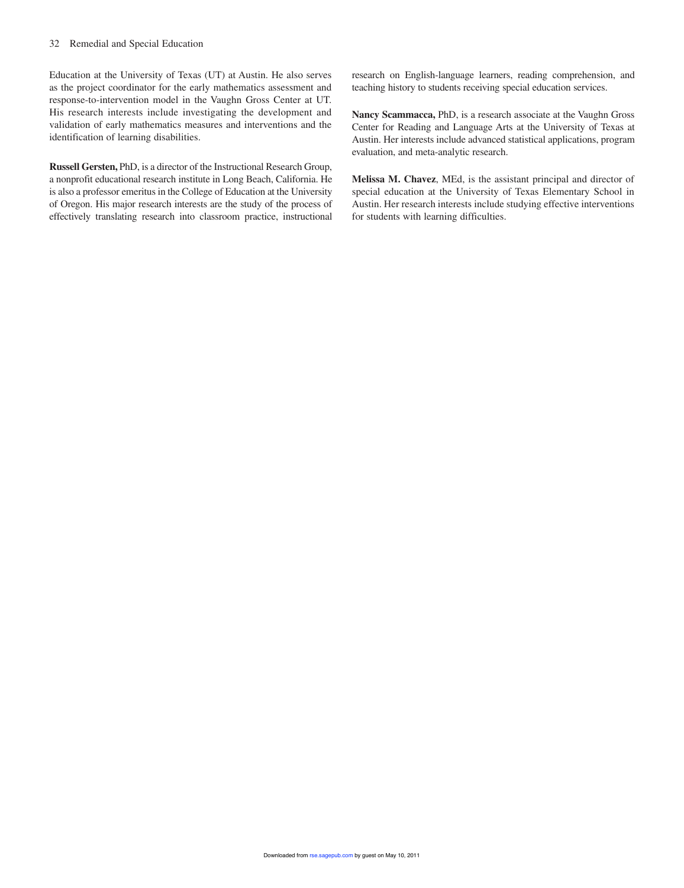Education at the University of Texas (UT) at Austin. He also serves as the project coordinator for the early mathematics assessment and response-to-intervention model in the Vaughn Gross Center at UT. His research interests include investigating the development and validation of early mathematics measures and interventions and the identification of learning disabilities.

**Russell Gersten,** PhD, is a director of the Instructional Research Group, a nonprofit educational research institute in Long Beach, California. He is also a professor emeritus in the College of Education at the University of Oregon. His major research interests are the study of the process of effectively translating research into classroom practice, instructional research on English-language learners, reading comprehension, and teaching history to students receiving special education services.

**Nancy Scammacca,** PhD, is a research associate at the Vaughn Gross Center for Reading and Language Arts at the University of Texas at Austin. Her interests include advanced statistical applications, program evaluation, and meta-analytic research.

**Melissa M. Chavez**, MEd, is the assistant principal and director of special education at the University of Texas Elementary School in Austin. Her research interests include studying effective interventions for students with learning difficulties.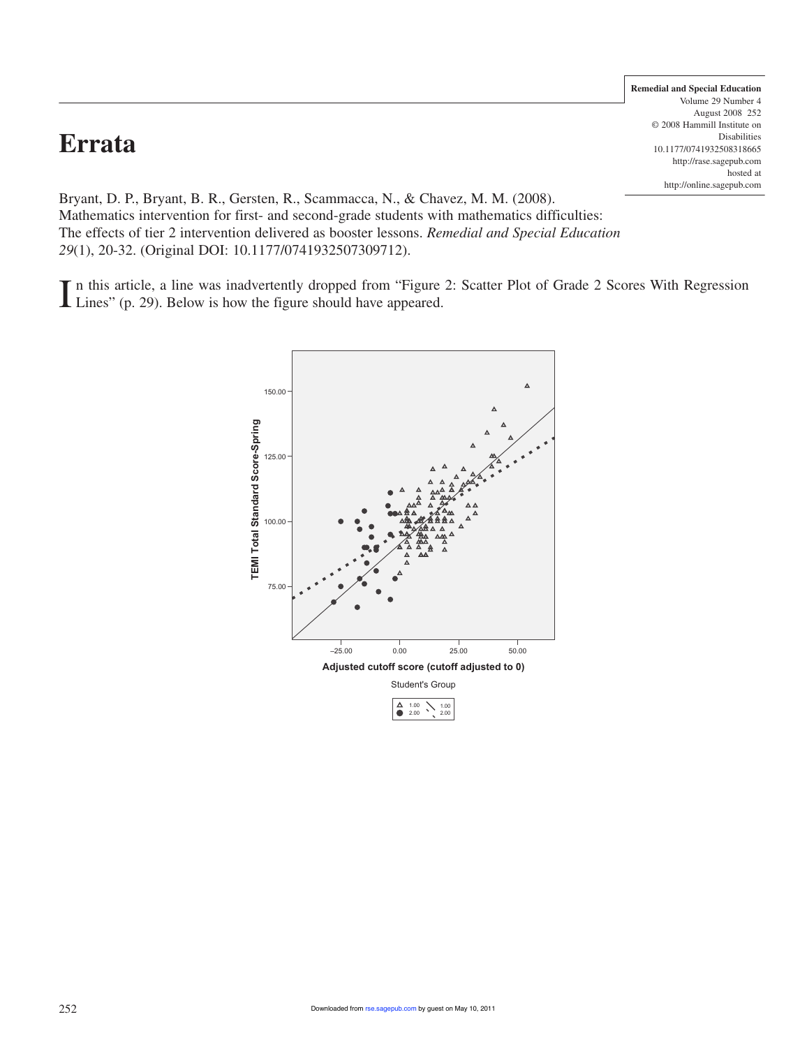# Errata

Bryant, D. P., Bryant, B. R., Gersten, R., Scammacca, N., & Chavez, M. M. (2008). Mathematics intervention for first- and second-grade students with mathematics difficulties: The effects of tier 2 intervention delivered as booster lessons. *Remedial and Special Education 29*(1), 20-32. (Original DOI: 10.1177/0741932507309712).

In this article, a line was inadvertently dropped from "Figure 2: Scatter Plot of Grade 2 Scores With Regression Lines" (p. 29). Below is how the figure should have appeared.

TEMI Total Standard Score-Spring

150.00

125.00

100.00

75.00

–25.00

0.00

25.00

50.00

Adjusted cutoff score (cutoff adjusted to 0)

Student's Group

1.00

2.00

1.00

2.00

Downloaded from rse.sagepub.com by guest on May 10, 2011